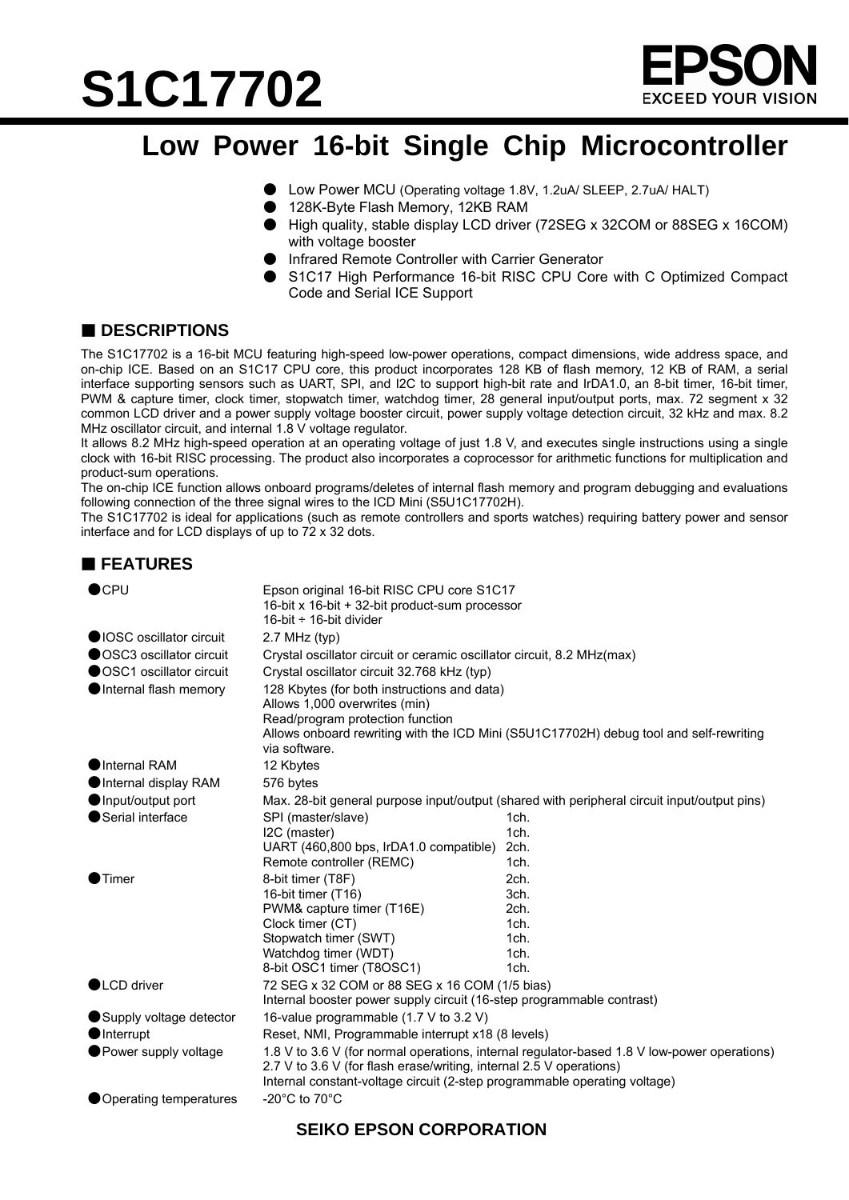# S1C17702

EPSON
EXCEED YOUR VISION

## Low Power 16-bit Single Chip Microcontroller

- Low Power MCU (Operating voltage 1.8V, 1.2uA/ SLEEP, 2.7uA/ HALT)
- 128K-Byte Flash Memory, 12KB RAM
- High quality, stable display LCD driver (72SEG x 32COM or 88SEG x 16COM) with voltage booster
- Infrared Remote Controller with Carrier Generator
- S1C17 High Performance 16-bit RISC CPU Core with C Optimized Compact Code and Serial ICE Support

## ■ DESCRIPTIONS

The S1C17702 is a 16-bit MCU featuring high-speed low-power operations, compact dimensions, wide address space, and on-chip ICE. Based on an S1C17 CPU core, this product incorporates 128 KB of flash memory, 12 KB of RAM, a serial interface supporting sensors such as UART, SPI, and I2C to support high-bit rate and IrDA1.0, an 8-bit timer, 16-bit timer, PWM & capture timer, clock timer, stopwatch timer, watchdog timer, 28 general input/output ports, max. 72 segment x 32 common LCD driver and a power supply voltage booster circuit, power supply voltage detection circuit, 32 kHz and max. 8.2 MHz oscillator circuit, and internal 1.8 V voltage regulator.

It allows 8.2 MHz high-speed operation at an operating voltage of just 1.8 V, and executes single instructions using a single clock with 16-bit RISC processing. The product also incorporates a coprocessor for arithmetic functions for multiplication and product-sum operations.

The on-chip ICE function allows onboard programs/deletes of internal flash memory and program debugging and evaluations following connection of the three signal wires to the ICD Mini (S5U1C17702H).

The S1C17702 is ideal for applications (such as remote controllers and sports watches) requiring battery power and sensor interface and for LCD displays of up to 72 x 32 dots.

## ■ FEATURES

| | | |
|---|---|---|
| ● CPU | Epson original 16-bit RISC CPU core S1C17<br>16-bit x 16-bit + 32-bit product-sum processor<br>16-bit ÷ 16-bit divider | |
| ● IOSC oscillator circuit | 2.7 MHz (typ) | |
| ● OSC3 oscillator circuit | Crystal oscillator circuit or ceramic oscillator circuit, 8.2 MHz(max) | |
| ● OSC1 oscillator circuit | Crystal oscillator circuit 32.768 kHz (typ) | |
| ● Internal flash memory | 128 Kbytes (for both instructions and data)<br>Allows 1,000 overwrites (min)<br>Read/program protection function<br>Allows onboard rewriting with the ICD Mini (S5U1C17702H) debug tool and self-rewriting via software. | |
| ● Internal RAM | 12 Kbytes | |
| ● Internal display RAM | 576 bytes | |
| ● Input/output port | Max. 28-bit general purpose input/output (shared with peripheral circuit input/output pins) | |
| ● Serial interface | SPI (master/slave)<br>I2C (master)<br>UART (460,800 bps, IrDA1.0 compatible)<br>Remote controller (REMC) | 1ch.<br>1ch.<br>2ch.<br>1ch. |
| ● Timer | 8-bit timer (T8F)<br>16-bit timer (T16)<br>PWM& capture timer (T16E)<br>Clock timer (CT)<br>Stopwatch timer (SWT)<br>Watchdog timer (WDT)<br>8-bit OSC1 timer (T8OSC1) | 2ch.<br>3ch.<br>2ch.<br>1ch.<br>1ch.<br>1ch.<br>1ch. |
| ● LCD driver | 72 SEG x 32 COM or 88 SEG x 16 COM (1/5 bias)<br>Internal booster power supply circuit (16-step programmable contrast) | |
| ● Supply voltage detector | 16-value programmable (1.7 V to 3.2 V) | |
| ● Interrupt | Reset, NMI, Programmable interrupt x18 (8 levels) | |
| ● Power supply voltage | 1.8 V to 3.6 V (for normal operations, internal regulator-based 1.8 V low-power operations)<br>2.7 V to 3.6 V (for flash erase/writing, internal 2.5 V operations)<br>Internal constant-voltage circuit (2-step programmable operating voltage) | |
| ● Operating temperatures | -20°C to 70°C | |

**SEIKO EPSON CORPORATION**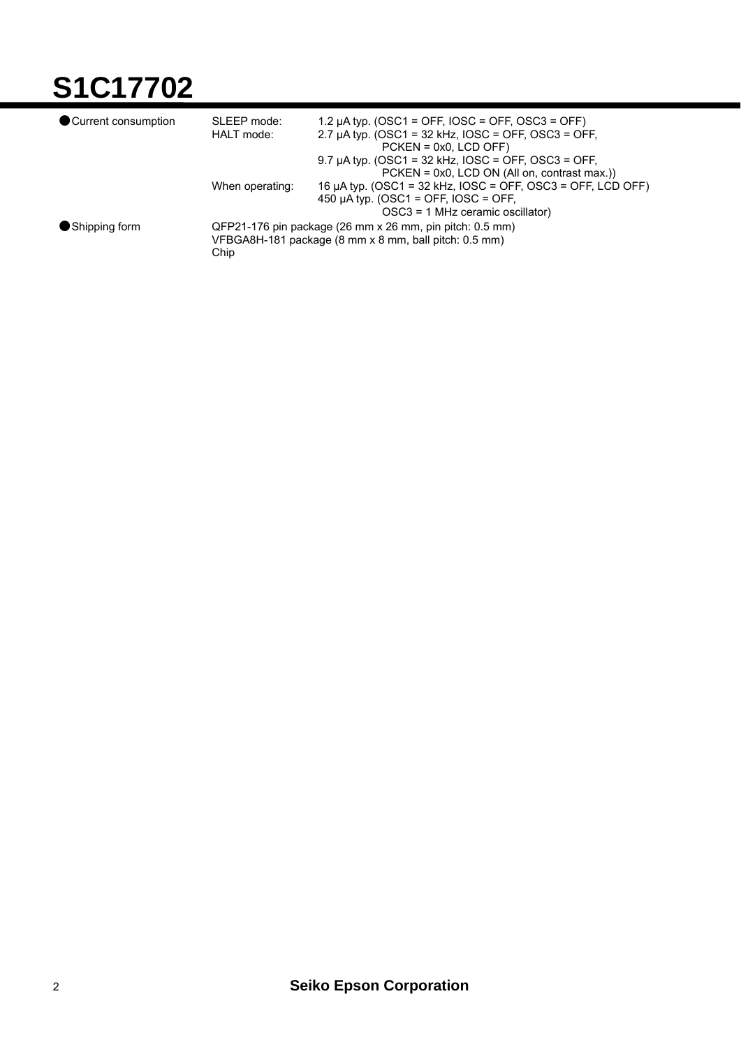- **Current consumption**

| | |
|---|---|
| SLEEP mode: | 1.2 µA typ. (OSC1 = OFF, IOSC = OFF, OSC3 = OFF) |
| HALT mode: | 2.7 µA typ. (OSC1 = 32 kHz, IOSC = OFF, OSC3 = OFF, PCKEN = 0x0, LCD OFF) |
| | 9.7 µA typ. (OSC1 = 32 kHz, IOSC = OFF, OSC3 = OFF, PCKEN = 0x0, LCD ON (All on, contrast max.)) |
| When operating: | 16 µA typ. (OSC1 = 32 kHz, IOSC = OFF, OSC3 = OFF, LCD OFF) |
| | 450 µA typ. (OSC1 = OFF, IOSC = OFF, OSC3 = 1 MHz ceramic oscillator) |

- **Shipping form**

  QFP21-176 pin package (26 mm x 26 mm, pin pitch: 0.5 mm)
  VFBGA8H-181 package (8 mm x 8 mm, ball pitch: 0.5 mm)
  Chip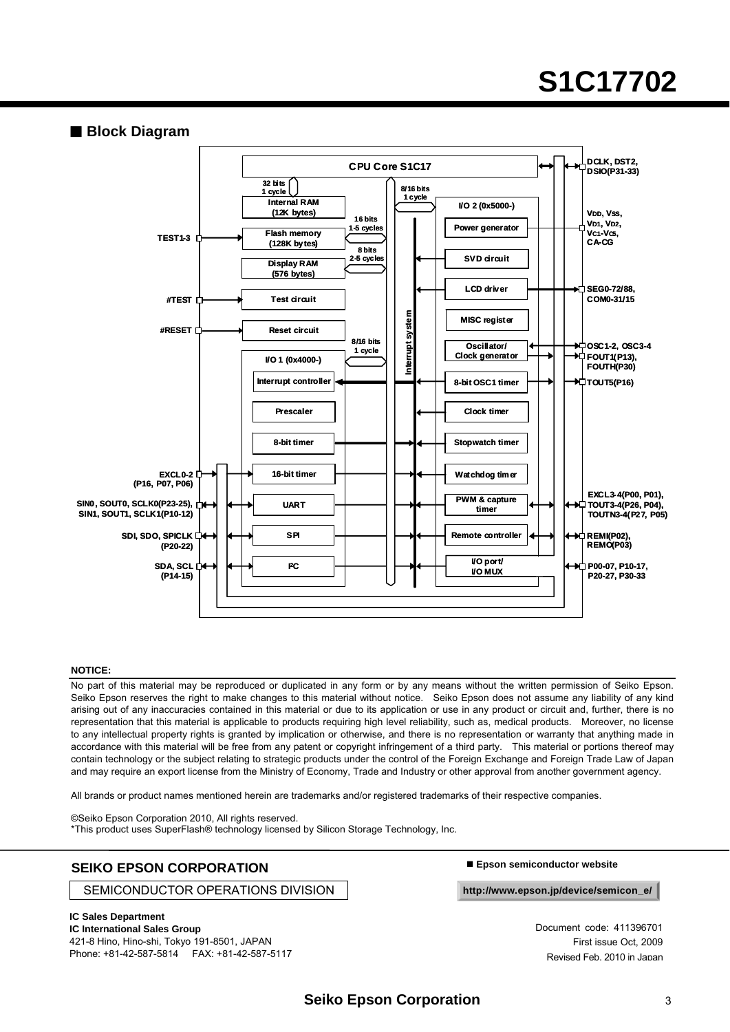## ■ Block Diagram

CPU Core S1C17

32 bits 1 cycle

Internal RAM (12K bytes)

Flash memory (128K bytes)

Display RAM (576 bytes)

16 bits 1-5 cycles

8 bits 2-5 cycles

8/16 bits 1 cycle

I/O 2 (0x5000-)

Power generator

SVD circuit

LCD driver

MISC register

Oscillator/ Clock generator

8-bit OSC1 timer

Clock timer

Stopwatch timer

Watchdog timer

PWM & capture timer

Remote controller

I/O port/ I/O MUX

Test circuit

Reset circuit

I/O 1 (0x4000-)

Interrupt controller

Prescaler

8-bit timer

16-bit timer

UART

SPI

I²C

Interrupt system

TEST1-3

#TEST

#RESET

EXCL0-2 (P16, P07, P06)

SIN0, SOUT0, SCLK0(P23-25), SIN1, SOUT1, SCLK1(P10-12)

SDI, SDO, SPICLK (P20-22)

SDA, SCL (P14-15)

DCLK, DST2, DSIO(P31-33)

VDD, VSS, VD1, VD2, VC1-VC5, CA-CG

SEG0-72/88, COM0-31/15

OSC1-2, OSC3-4

FOUT1(P13), FOUTH(P30)

TOUT5(P16)

EXCL3-4(P00, P01), TOUT3-4(P26, P04), TOUTN3-4(P27, P05)

REMI(P02), REMO(P03)

P00-07, P10-17, P20-27, P30-33

**NOTICE:**

No part of this material may be reproduced or duplicated in any form or by any means without the written permission of Seiko Epson. Seiko Epson reserves the right to make changes to this material without notice. Seiko Epson does not assume any liability of any kind arising out of any inaccuracies contained in this material or due to its application or use in any product or circuit and, further, there is no representation that this material is applicable to products requiring high level reliability, such as, medical products. Moreover, no license to any intellectual property rights is granted by implication or otherwise, and there is no representation or warranty that anything made in accordance with this material will be free from any patent or copyright infringement of a third party. This material or portions thereof may contain technology or the subject relating to strategic products under the control of the Foreign Exchange and Foreign Trade Law of Japan and may require an export license from the Ministry of Economy, Trade and Industry or other approval from another government agency.

All brands or product names mentioned herein are trademarks and/or registered trademarks of their respective companies.

©Seiko Epson Corporation 2010, All rights reserved.
*This product uses SuperFlash® technology licensed by Silicon Storage Technology, Inc.

**SEIKO EPSON CORPORATION**

SEMICONDUCTOR OPERATIONS DIVISION

**IC Sales Department**
**IC International Sales Group**
421-8 Hino, Hino-shi, Tokyo 191-8501, JAPAN
Phone: +81-42-587-5814 FAX: +81-42-587-5117

**■ Epson semiconductor website**

**http://www.epson.jp/device/semicon_e/**

Document code: 411396701
First issue Oct, 2009
Revised Feb. 2010 in Japan